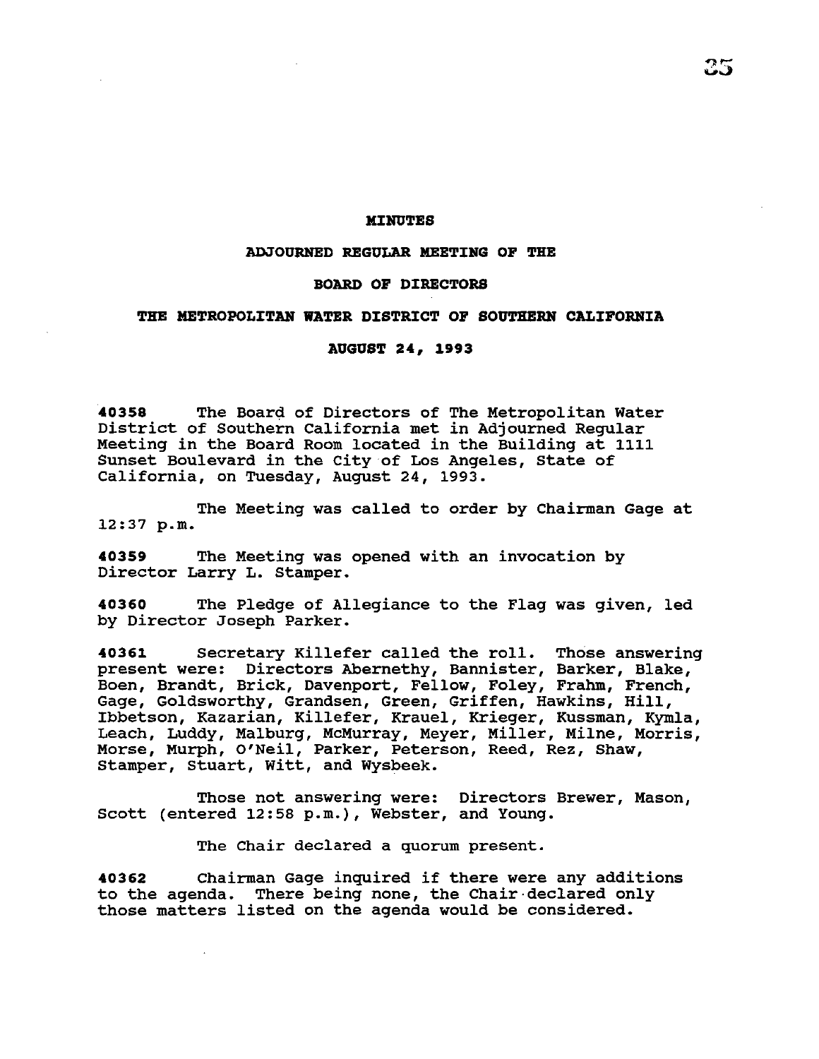**MINUTES**

**ADJOURNED REGULAR MEETING OF THE**

**BOARD OF DIRECTORS**

**THE METROPOLITAN WATER DISTRICT OF SOUTHERN CALIFORNIA**

**AUGUST 24, 1993**

**40358** The Board of Directors of The Metropolitan Water District of Southern California met in Adjourned Regular Meeting in the Board Room located in the Building at 1111 Sunset Boulevard in the City of Los Angeles, State of California, on Tuesday, August 24, 1993.

The Meeting was called to order by Chairman Gage at 12:37 p.m.

**40359** The Meeting was opened with an invocation by Director Larry L. Stamper.

**40360** The Pledge of Allegiance to the Flag was given, led by Director Joseph Parker.

**40361** Secretary Killefer called the roll. Those answering present were: Directors Abernethy, Bannister, Barker, Blake, Boen, Brandt, Brick, Davenport, Fellow, Foley, Frahm, French, Gage, Goldsworthy, Grandsen, Green, Griffen, Hawkins, Hill, Ibbetson, Kazarian, Killefer, Krauel, Krieger, Kussman, Kymla, Leach, Luddy, Malburg, McMurray, Meyer, Miller, Milne, Morris, Morse, Murph, O'Neil, Parker, Peterson, Reed, Rez, Shaw, Stamper, Stuart, Witt, and Wysbeek.

Those not answering were: Directors Brewer, Mason, Scott (entered 12:58 p.m.), Webster, and Young.

The Chair declared a quorum present.

**40362** Chairman Gage inquired if there were any additions to the agenda. There being none, the Chair declared only those matters listed on the agenda would be considered.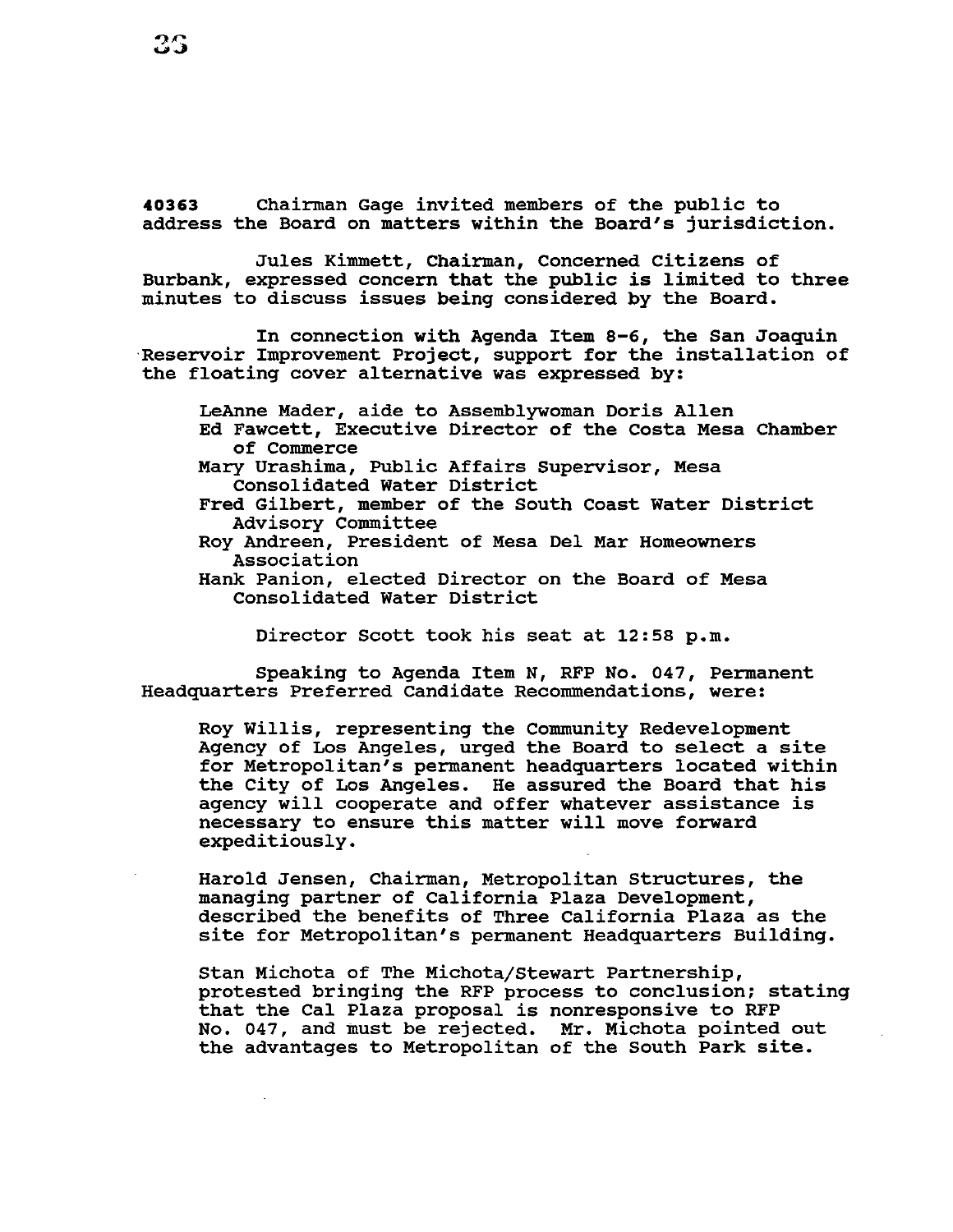**40363** Chairman Gage invited members of the public to address the Board on matters within the Board's jurisdiction.

Jules Kimmett, Chairman, Concerned Citizens of Burbank, expressed concern that the public is limited to three minutes to discuss issues being considered by the Board.

In connection with Agenda Item 8-6, the San Joaquin Reservoir Improvement Project, support for the installation of the floating cover alternative was expressed by:

LeAnne Mader, aide to Assemblywoman Doris Allen
Ed Fawcett, Executive Director of the Costa Mesa Chamber of Commerce
Mary Urashima, Public Affairs Supervisor, Mesa Consolidated Water District
Fred Gilbert, member of the South Coast Water District Advisory Committee
Roy Andreen, President of Mesa Del Mar Homeowners Association
Hank Panion, elected Director on the Board of Mesa Consolidated Water District

Director Scott took his seat at 12:58 p.m.

Speaking to Agenda Item N, RFP No. 047, Permanent Headquarters Preferred Candidate Recommendations, were:

Roy Willis, representing the Community Redevelopment Agency of Los Angeles, urged the Board to select a site for Metropolitan's permanent headquarters located within the City of Los Angeles. He assured the Board that his agency will cooperate and offer whatever assistance is necessary to ensure this matter will move forward expeditiously.

Harold Jensen, Chairman, Metropolitan Structures, the managing partner of California Plaza Development, described the benefits of Three California Plaza as the site for Metropolitan's permanent Headquarters Building.

Stan Michota of The Michota/Stewart Partnership, protested bringing the RFP process to conclusion; stating that the Cal Plaza proposal is nonresponsive to RFP No. 047, and must be rejected. Mr. Michota pointed out the advantages to Metropolitan of the South Park site.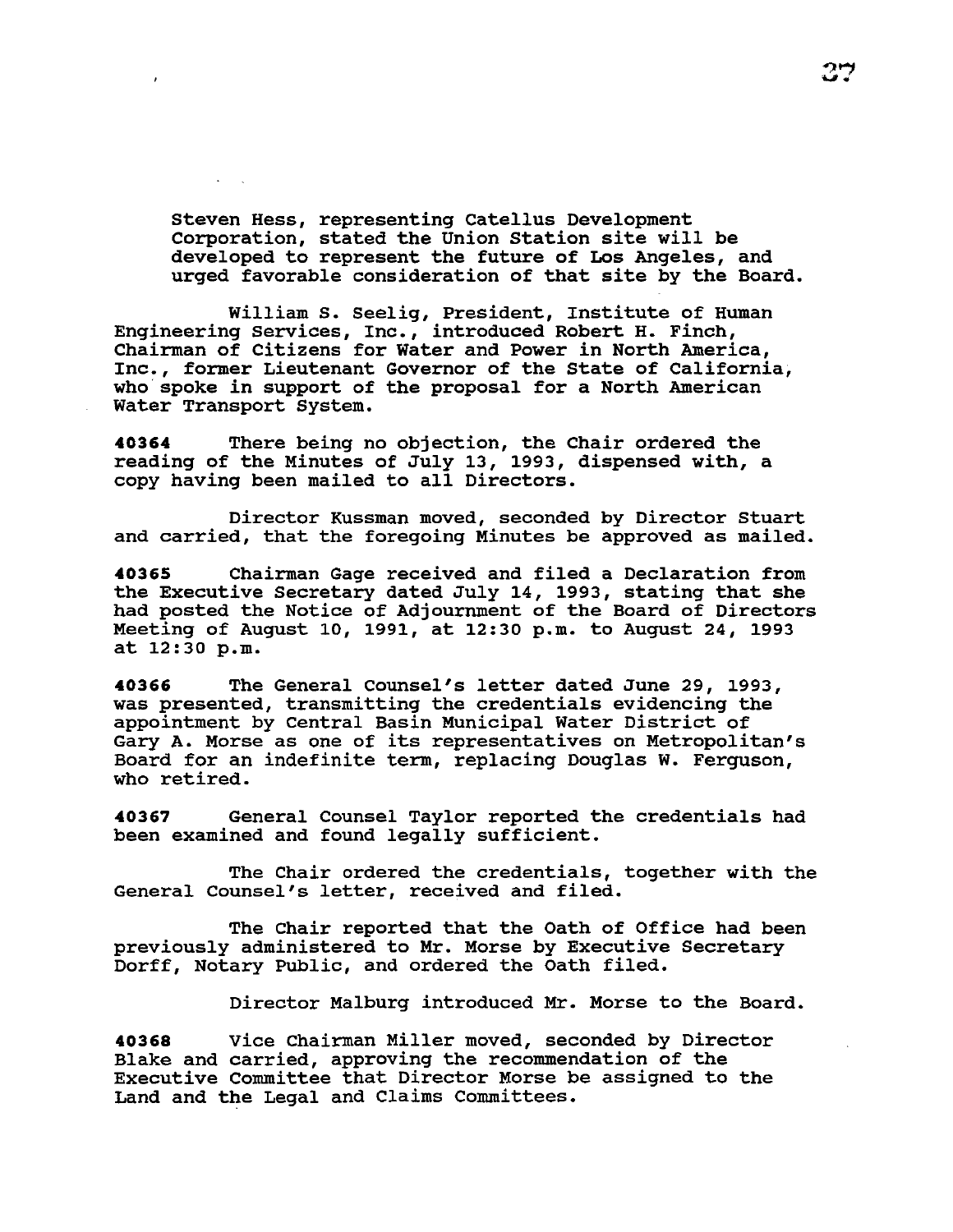Steven Hess, representing Catellus Development Corporation, stated the Union Station site will be developed to represent the future of Los Angeles, and urged favorable consideration of that site by the Board.

William S. Seelig, President, Institute of Human Engineering Services, Inc., introduced Robert H. Finch, Chairman of Citizens for Water and Power in North America, Inc., former Lieutenant Governor of the State of California, who spoke in support of the proposal for a North American Water Transport System.

**40364** There being no objection, the Chair ordered the reading of the Minutes of July 13, 1993, dispensed with, a copy having been mailed to all Directors.

Director Kussman moved, seconded by Director Stuart and carried, that the foregoing Minutes be approved as mailed.

**40365** Chairman Gage received and filed a Declaration from the Executive Secretary dated July 14, 1993, stating that she had posted the Notice of Adjournment of the Board of Directors Meeting of August 10, 1991, at 12:30 p.m. to August 24, 1993 at 12:30 p.m.

**40366** The General Counsel's letter dated June 29, 1993, was presented, transmitting the credentials evidencing the appointment by Central Basin Municipal Water District of Gary A. Morse as one of its representatives on Metropolitan's Board for an indefinite term, replacing Douglas W. Ferguson, who retired.

**40367** General Counsel Taylor reported the credentials had been examined and found legally sufficient.

The Chair ordered the credentials, together with the General Counsel's letter, received and filed.

The Chair reported that the Oath of Office had been previously administered to Mr. Morse by Executive Secretary Dorff, Notary Public, and ordered the Oath filed.

Director Malburg introduced Mr. Morse to the Board.

**40368** Vice Chairman Miller moved, seconded by Director Blake and carried, approving the recommendation of the Executive Committee that Director Morse be assigned to the Land and the Legal and Claims Committees.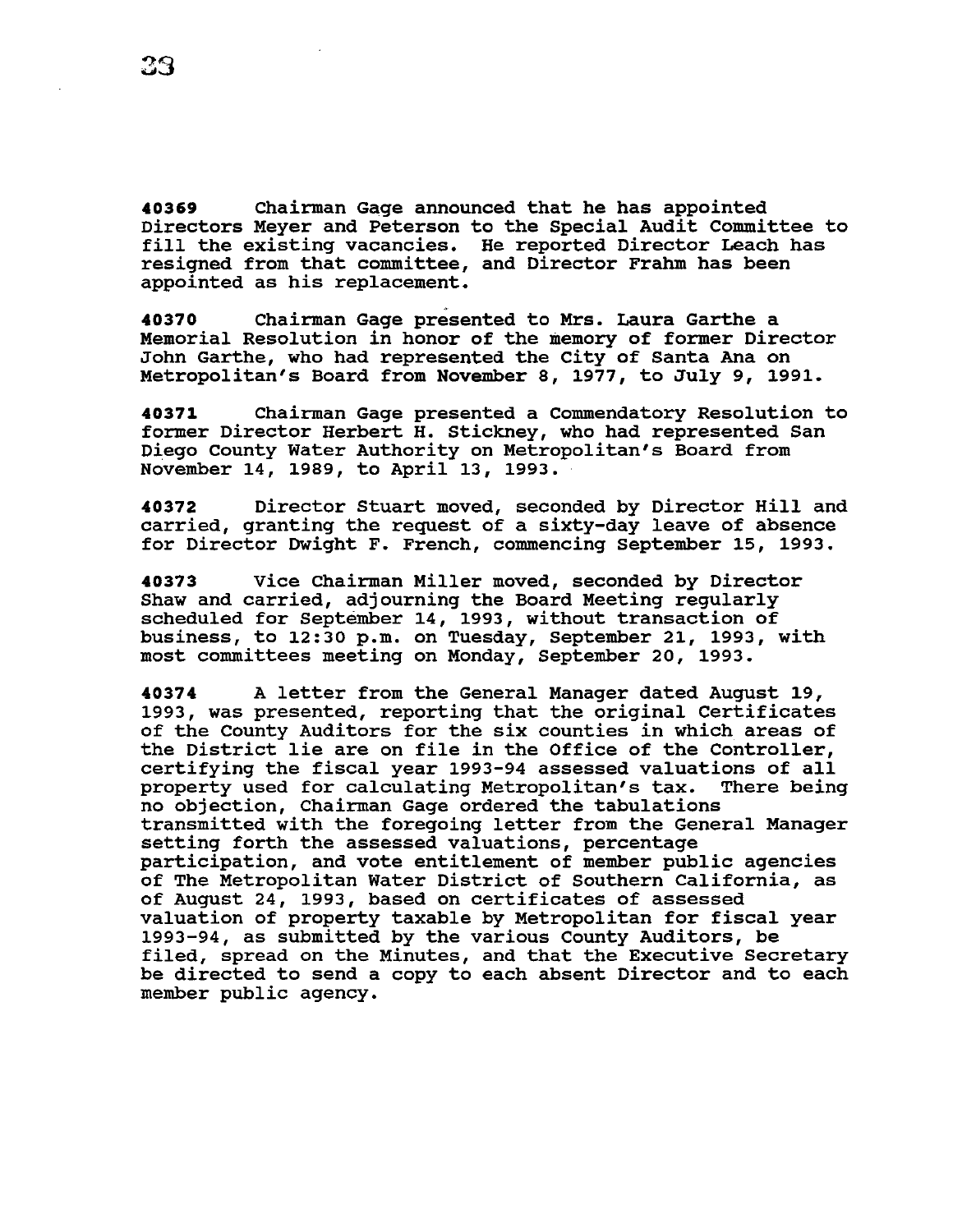**40369** Chairman Gage announced that he has appointed Directors Meyer and Peterson to the Special Audit Committee to fill the existing vacancies. He reported Director Leach has resigned from that committee, and Director Frahm has been appointed as his replacement.

**40370** Chairman Gage presented to Mrs. Laura Garthe a Memorial Resolution in honor of the memory of former Director John Garthe, who had represented the City of Santa Ana on Metropolitan's Board from November 8, 1977, to July 9, 1991.

**40371** Chairman Gage presented a Commendatory Resolution to former Director Herbert H. Stickney, who had represented San Diego County Water Authority on Metropolitan's Board from November 14, 1989, to April 13, 1993.

**40372** Director Stuart moved, seconded by Director Hill and carried, granting the request of a sixty-day leave of absence for Director Dwight F. French, commencing September 15, 1993.

**40373** Vice Chairman Miller moved, seconded by Director Shaw and carried, adjourning the Board Meeting regularly scheduled for September 14, 1993, without transaction of business, to 12:30 p.m. on Tuesday, September 21, 1993, with most committees meeting on Monday, September 20, 1993.

**40374** A letter from the General Manager dated August 19, 1993, was presented, reporting that the original Certificates of the County Auditors for the six counties in which areas of the District lie are on file in the Office of the Controller, certifying the fiscal year 1993-94 assessed valuations of all property used for calculating Metropolitan's tax. There being no objection, Chairman Gage ordered the tabulations transmitted with the foregoing letter from the General Manager setting forth the assessed valuations, percentage participation, and vote entitlement of member public agencies of The Metropolitan Water District of Southern California, as of August 24, 1993, based on certificates of assessed valuation of property taxable by Metropolitan for fiscal year 1993-94, as submitted by the various County Auditors, be filed, spread on the Minutes, and that the Executive Secretary be directed to send a copy to each absent Director and to each member public agency.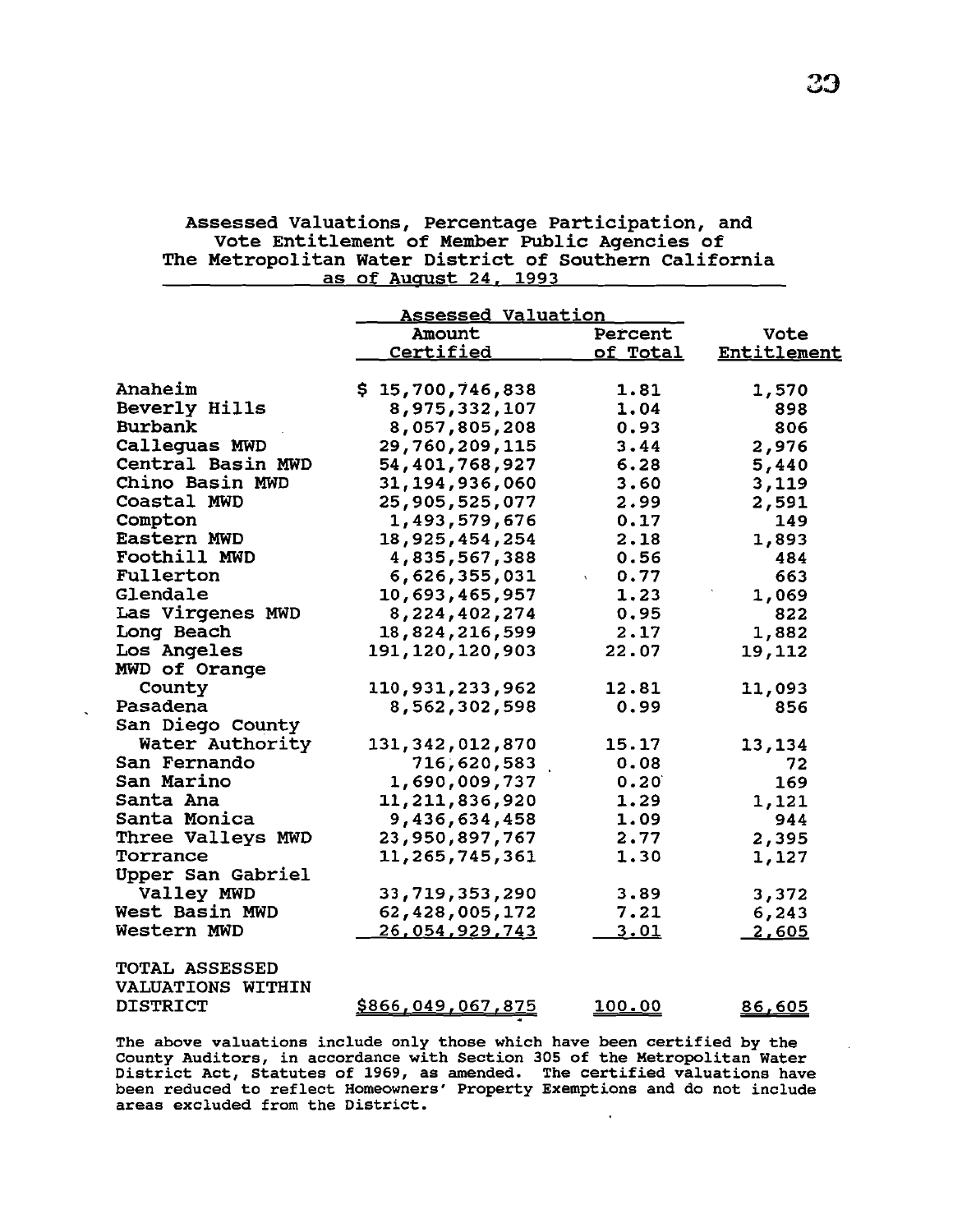## Assessed Valuations, Percentage Participation, and Vote Entitlement of Member Public Agencies of The Metropolitan Water District of Southern California as of August 24, 1993

| | Assessed Valuation | | |
|---|---|---|---|
| | Amount Certified | Percent of Total | Vote Entitlement |
| Anaheim | $ 15,700,746,838 | 1.81 | 1,570 |
| Beverly Hills | 8,975,332,107 | 1.04 | 898 |
| Burbank | 8,057,805,208 | 0.93 | 806 |
| Calleguas MWD | 29,760,209,115 | 3.44 | 2,976 |
| Central Basin MWD | 54,401,768,927 | 6.28 | 5,440 |
| Chino Basin MWD | 31,194,936,060 | 3.60 | 3,119 |
| Coastal MWD | 25,905,525,077 | 2.99 | 2,591 |
| Compton | 1,493,579,676 | 0.17 | 149 |
| Eastern MWD | 18,925,454,254 | 2.18 | 1,893 |
| Foothill MWD | 4,835,567,388 | 0.56 | 484 |
| Fullerton | 6,626,355,031 | 0.77 | 663 |
| Glendale | 10,693,465,957 | 1.23 | 1,069 |
| Las Virgenes MWD | 8,224,402,274 | 0.95 | 822 |
| Long Beach | 18,824,216,599 | 2.17 | 1,882 |
| Los Angeles | 191,120,120,903 | 22.07 | 19,112 |
| MWD of Orange County | 110,931,233,962 | 12.81 | 11,093 |
| Pasadena | 8,562,302,598 | 0.99 | 856 |
| San Diego County Water Authority | 131,342,012,870 | 15.17 | 13,134 |
| San Fernando | 716,620,583 | 0.08 | 72 |
| San Marino | 1,690,009,737 | 0.20 | 169 |
| Santa Ana | 11,211,836,920 | 1.29 | 1,121 |
| Santa Monica | 9,436,634,458 | 1.09 | 944 |
| Three Valleys MWD | 23,950,897,767 | 2.77 | 2,395 |
| Torrance | 11,265,745,361 | 1.30 | 1,127 |
| Upper San Gabriel Valley MWD | 33,719,353,290 | 3.89 | 3,372 |
| West Basin MWD | 62,428,005,172 | 7.21 | 6,243 |
| Western MWD | 26,054,929,743 | 3.01 | 2,605 |
| TOTAL ASSESSED VALUATIONS WITHIN DISTRICT | $866,049,067,875 | 100.00 | 86,605 |

The above valuations include only those which have been certified by the County Auditors, in accordance with Section 305 of the Metropolitan Water District Act, Statutes of 1969, as amended. The certified valuations have been reduced to reflect Homeowners' Property Exemptions and do not include areas excluded from the District.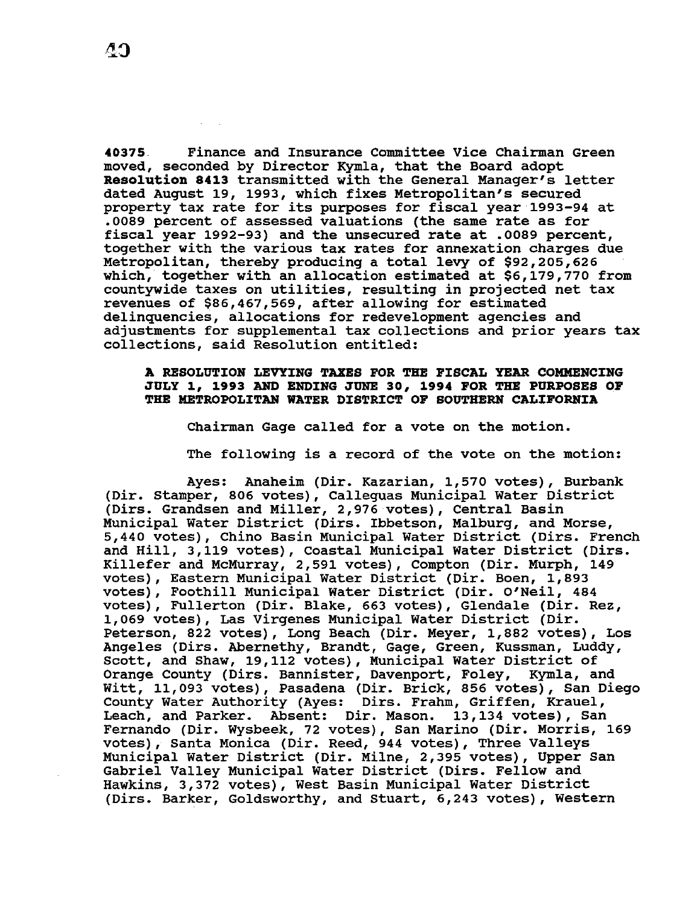**40375** Finance and Insurance Committee Vice Chairman Green moved, seconded by Director Kymla, that the Board adopt **Resolution 8413** transmitted with the General Manager's letter dated August 19, 1993, which fixes Metropolitan's secured property tax rate for its purposes for fiscal year 1993-94 at .0089 percent of assessed valuations (the same rate as for fiscal year 1992-93) and the unsecured rate at .0089 percent, together with the various tax rates for annexation charges due Metropolitan, thereby producing a total levy of $92,205,626 which, together with an allocation estimated at $6,179,770 from countywide taxes on utilities, resulting in projected net tax revenues of $86,467,569, after allowing for estimated delinquencies, allocations for redevelopment agencies and adjustments for supplemental tax collections and prior years tax collections, said Resolution entitled:

**A RESOLUTION LEVYING TAXES FOR THE FISCAL YEAR COMMENCING JULY 1, 1993 AND ENDING JUNE 30, 1994 FOR THE PURPOSES OF THE METROPOLITAN WATER DISTRICT OF SOUTHERN CALIFORNIA**

Chairman Gage called for a vote on the motion.

The following is a record of the vote on the motion:

Ayes: Anaheim (Dir. Kazarian, 1,570 votes), Burbank (Dir. Stamper, 806 votes), Calleguas Municipal Water District (Dirs. Grandsen and Miller, 2,976 votes), Central Basin Municipal Water District (Dirs. Ibbetson, Malburg, and Morse, 5,440 votes), Chino Basin Municipal Water District (Dirs. French and Hill, 3,119 votes), Coastal Municipal Water District (Dirs. Killefer and McMurray, 2,591 votes), Compton (Dir. Murph, 149 votes), Eastern Municipal Water District (Dir. Boen, 1,893 votes), Foothill Municipal Water District (Dir. O'Neil, 484 votes), Fullerton (Dir. Blake, 663 votes), Glendale (Dir. Rez, 1,069 votes), Las Virgenes Municipal Water District (Dir. Peterson, 822 votes), Long Beach (Dir. Meyer, 1,882 votes), Los Angeles (Dirs. Abernethy, Brandt, Gage, Green, Kussman, Luddy, Scott, and Shaw, 19,112 votes), Municipal Water District of Orange County (Dirs. Bannister, Davenport, Foley, Kymla, and Witt, 11,093 votes), Pasadena (Dir. Brick, 856 votes), San Diego County Water Authority (Ayes: Dirs. Frahm, Griffen, Krauel, Leach, and Parker. Absent: Dir. Mason. 13,134 votes), San Fernando (Dir. Wysbeek, 72 votes), San Marino (Dir. Morris, 169 votes), Santa Monica (Dir. Reed, 944 votes), Three Valleys Municipal Water District (Dir. Milne, 2,395 votes), Upper San Gabriel Valley Municipal Water District (Dirs. Fellow and Hawkins, 3,372 votes), West Basin Municipal Water District (Dirs. Barker, Goldsworthy, and Stuart, 6,243 votes), Western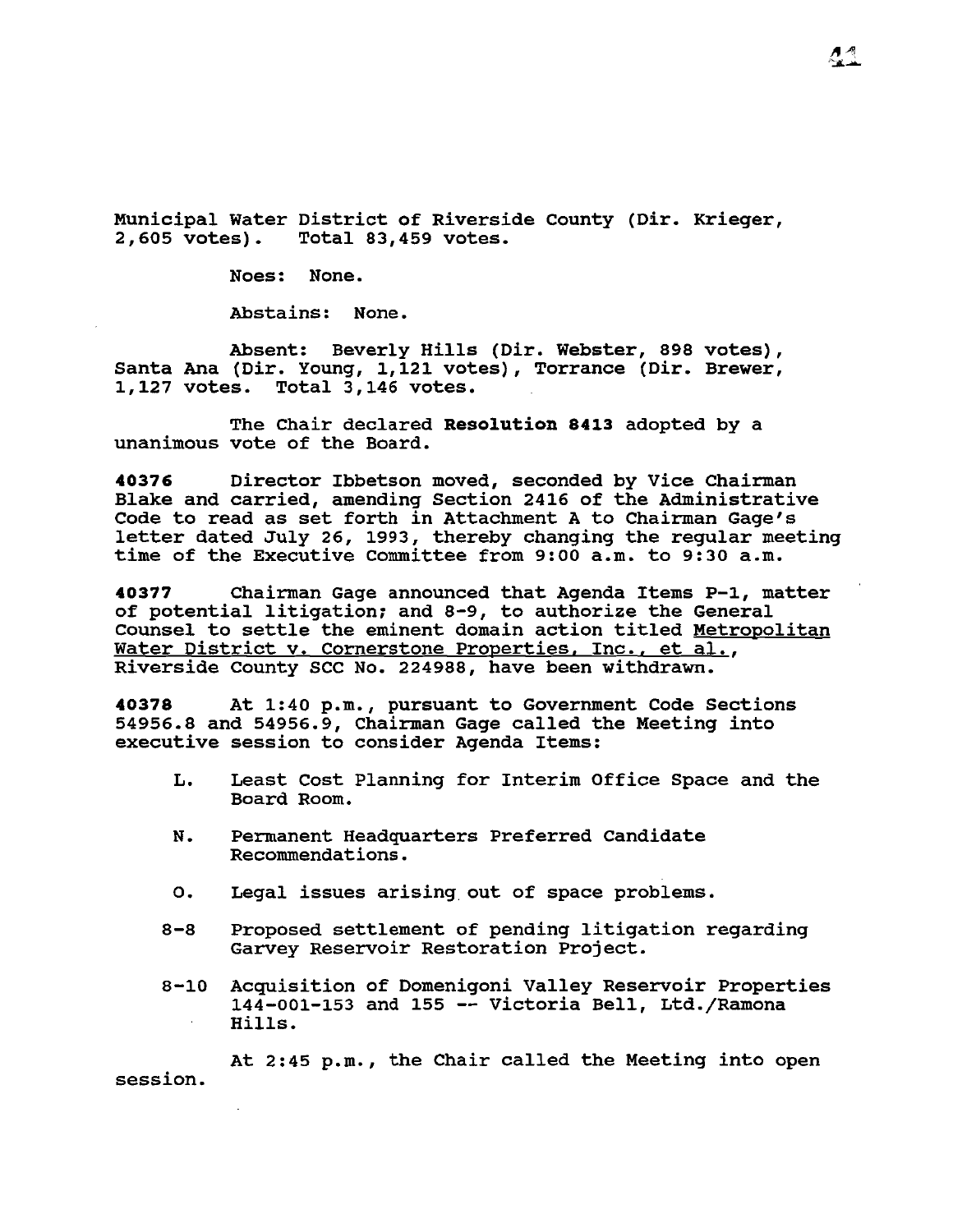Municipal Water District of Riverside County (Dir. Krieger, 2,605 votes). Total 83,459 votes.

Noes: None.

Abstains: None.

Absent: Beverly Hills (Dir. Webster, 898 votes), Santa Ana (Dir. Young, 1,121 votes), Torrance (Dir. Brewer, 1,127 votes. Total 3,146 votes.

The Chair declared **Resolution 8413** adopted by a unanimous vote of the Board.

**40376** Director Ibbetson moved, seconded by Vice Chairman Blake and carried, amending Section 2416 of the Administrative Code to read as set forth in Attachment A to Chairman Gage's letter dated July 26, 1993, thereby changing the regular meeting time of the Executive Committee from 9:00 a.m. to 9:30 a.m.

**40377** Chairman Gage announced that Agenda Items P-1, matter of potential litigation; and 8-9, to authorize the General Counsel to settle the eminent domain action titled Metropolitan Water District v. Cornerstone Properties, Inc., et al., Riverside County SCC No. 224988, have been withdrawn.

**40378** At 1:40 p.m., pursuant to Government Code Sections 54956.8 and 54956.9, Chairman Gage called the Meeting into executive session to consider Agenda Items:

- L. Least Cost Planning for Interim Office Space and the Board Room.
- N. Permanent Headquarters Preferred Candidate Recommendations.
- O. Legal issues arising out of space problems.
- 8-8 Proposed settlement of pending litigation regarding Garvey Reservoir Restoration Project.
- 8-10 Acquisition of Domenigoni Valley Reservoir Properties 144-001-153 and 155 -- Victoria Bell, Ltd./Ramona Hills.

At 2:45 p.m., the Chair called the Meeting into open session.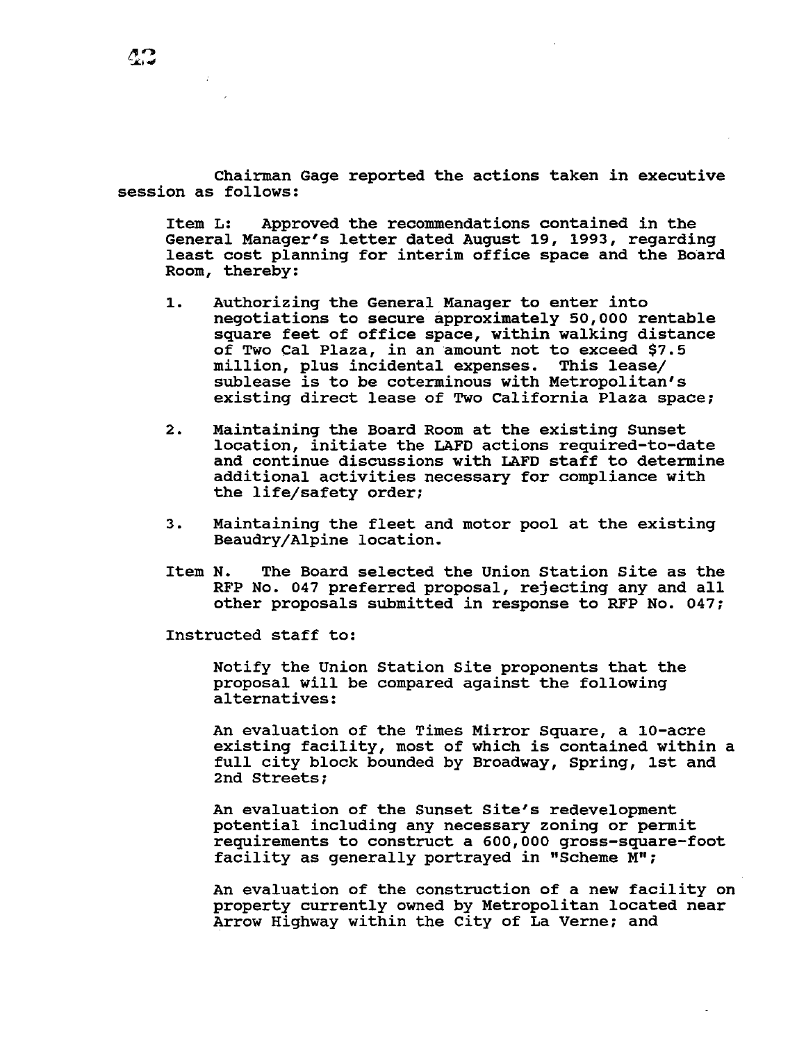Chairman Gage reported the actions taken in executive session as follows:

Item L: Approved the recommendations contained in the General Manager's letter dated August 19, 1993, regarding least cost planning for interim office space and the Board Room, thereby:

1. Authorizing the General Manager to enter into negotiations to secure approximately 50,000 rentable square feet of office space, within walking distance of Two Cal Plaza, in an amount not to exceed $7.5 million, plus incidental expenses. This lease/ sublease is to be coterminous with Metropolitan's existing direct lease of Two California Plaza space;

2. Maintaining the Board Room at the existing Sunset location, initiate the LAFD actions required-to-date and continue discussions with LAFD staff to determine additional activities necessary for compliance with the life/safety order;

3. Maintaining the fleet and motor pool at the existing Beaudry/Alpine location.

Item N. The Board selected the Union Station Site as the RFP No. 047 preferred proposal, rejecting any and all other proposals submitted in response to RFP No. 047;

Instructed staff to:

Notify the Union Station Site proponents that the proposal will be compared against the following alternatives:

An evaluation of the Times Mirror Square, a 10-acre existing facility, most of which is contained within a full city block bounded by Broadway, Spring, 1st and 2nd Streets;

An evaluation of the Sunset Site's redevelopment potential including any necessary zoning or permit requirements to construct a 600,000 gross-square-foot facility as generally portrayed in "Scheme M";

An evaluation of the construction of a new facility on property currently owned by Metropolitan located near Arrow Highway within the City of La Verne; and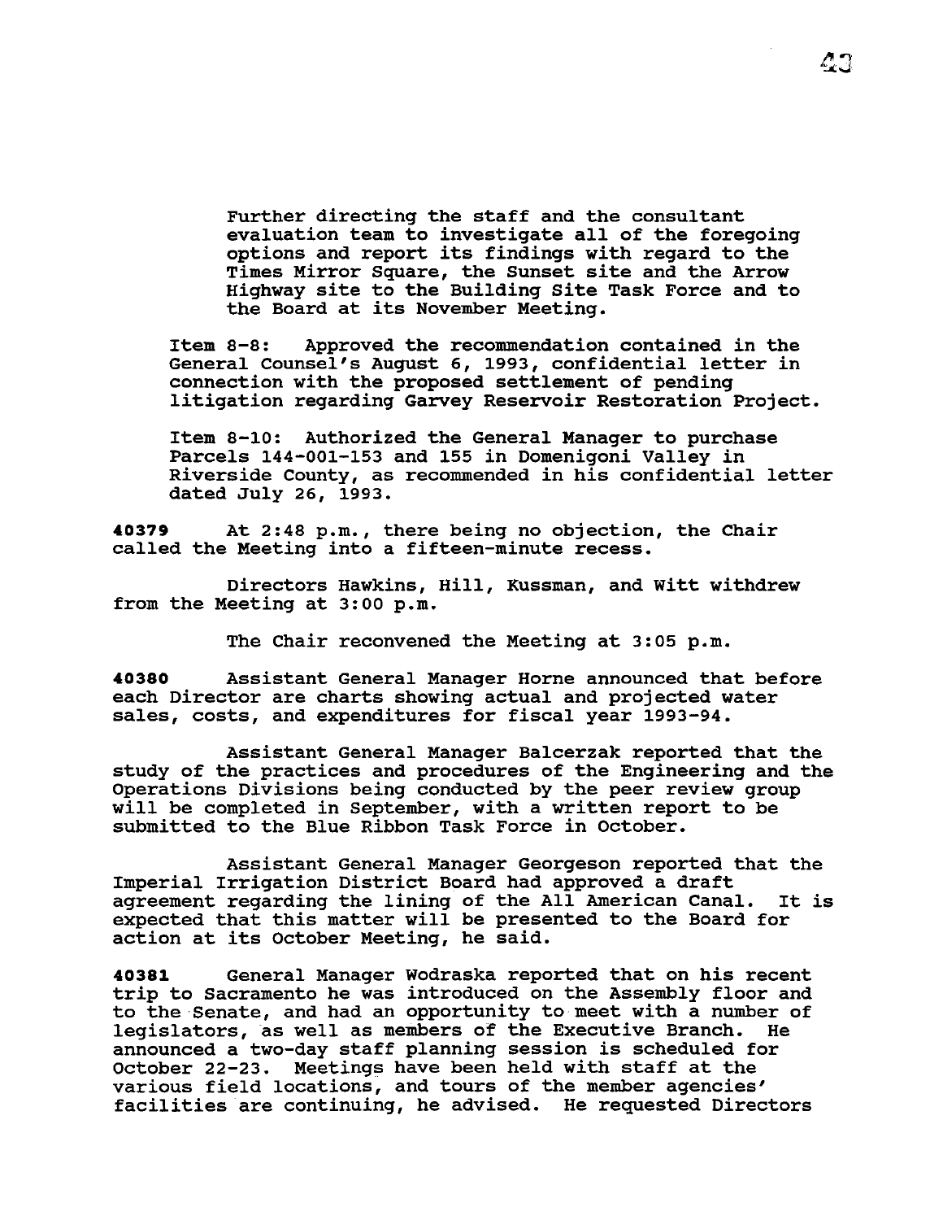Further directing the staff and the consultant evaluation team to investigate all of the foregoing options and report its findings with regard to the Times Mirror Square, the Sunset site and the Arrow Highway site to the Building Site Task Force and to the Board at its November Meeting.

Item 8-8: Approved the recommendation contained in the General Counsel's August 6, 1993, confidential letter in connection with the proposed settlement of pending litigation regarding Garvey Reservoir Restoration Project.

Item 8-10: Authorized the General Manager to purchase Parcels 144-001-153 and 155 in Domenigoni Valley in Riverside County, as recommended in his confidential letter dated July 26, 1993.

**40379** At 2:48 p.m., there being no objection, the Chair called the Meeting into a fifteen-minute recess.

Directors Hawkins, Hill, Kussman, and Witt withdrew from the Meeting at 3:00 p.m.

The Chair reconvened the Meeting at 3:05 p.m.

**40380** Assistant General Manager Horne announced that before each Director are charts showing actual and projected water sales, costs, and expenditures for fiscal year 1993-94.

Assistant General Manager Balcerzak reported that the study of the practices and procedures of the Engineering and the Operations Divisions being conducted by the peer review group will be completed in September, with a written report to be submitted to the Blue Ribbon Task Force in October.

Assistant General Manager Georgeson reported that the Imperial Irrigation District Board had approved a draft agreement regarding the lining of the All American Canal. It is expected that this matter will be presented to the Board for action at its October Meeting, he said.

**40381** General Manager Wodraska reported that on his recent trip to Sacramento he was introduced on the Assembly floor and to the Senate, and had an opportunity to meet with a number of legislators, as well as members of the Executive Branch. He announced a two-day staff planning session is scheduled for October 22-23. Meetings have been held with staff at the various field locations, and tours of the member agencies' facilities are continuing, he advised. He requested Directors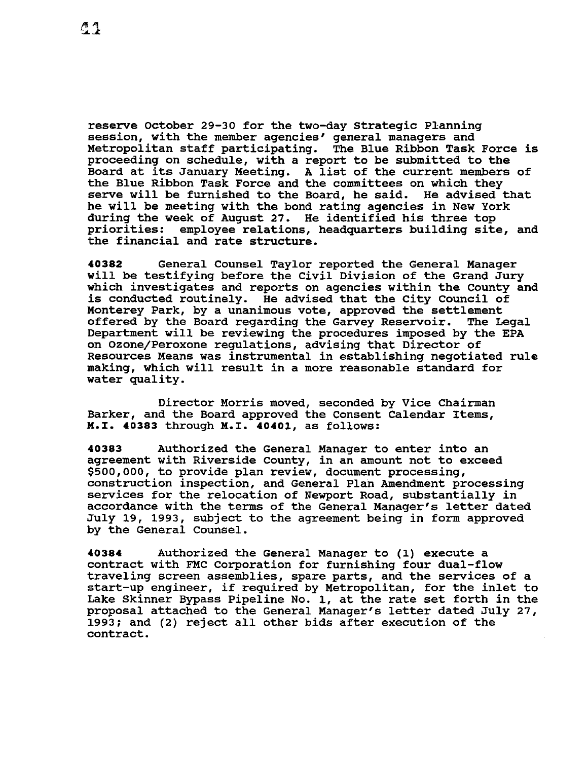reserve October 29-30 for the two-day Strategic Planning session, with the member agencies' general managers and Metropolitan staff participating. The Blue Ribbon Task Force is proceeding on schedule, with a report to be submitted to the Board at its January Meeting. A list of the current members of the Blue Ribbon Task Force and the committees on which they serve will be furnished to the Board, he said. He advised that he will be meeting with the bond rating agencies in New York during the week of August 27. He identified his three top priorities: employee relations, headquarters building site, and the financial and rate structure.

**40382** General Counsel Taylor reported the General Manager will be testifying before the Civil Division of the Grand Jury which investigates and reports on agencies within the County and is conducted routinely. He advised that the City Council of Monterey Park, by a unanimous vote, approved the settlement offered by the Board regarding the Garvey Reservoir. The Legal Department will be reviewing the procedures imposed by the EPA on Ozone/Peroxone regulations, advising that Director of Resources Means was instrumental in establishing negotiated rule making, which will result in a more reasonable standard for water quality.

Director Morris moved, seconded by Vice Chairman Barker, and the Board approved the Consent Calendar Items, **M.I. 40383** through **M.I. 40401**, as follows:

**40383** Authorized the General Manager to enter into an agreement with Riverside County, in an amount not to exceed $500,000, to provide plan review, document processing, construction inspection, and General Plan Amendment processing services for the relocation of Newport Road, substantially in accordance with the terms of the General Manager's letter dated July 19, 1993, subject to the agreement being in form approved by the General Counsel.

**40384** Authorized the General Manager to (1) execute a contract with FMC Corporation for furnishing four dual-flow traveling screen assemblies, spare parts, and the services of a start-up engineer, if required by Metropolitan, for the inlet to Lake Skinner Bypass Pipeline No. 1, at the rate set forth in the proposal attached to the General Manager's letter dated July 27, 1993; and (2) reject all other bids after execution of the contract.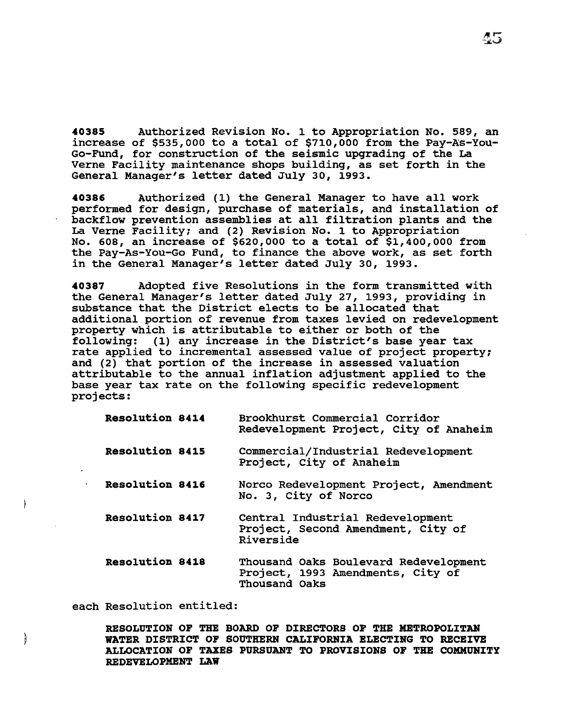**40385** Authorized Revision No. 1 to Appropriation No. 589, an increase of $535,000 to a total of $710,000 from the Pay-As-You-Go-Fund, for construction of the seismic upgrading of the La Verne Facility maintenance shops building, as set forth in the General Manager's letter dated July 30, 1993.

**40386** Authorized (1) the General Manager to have all work performed for design, purchase of materials, and installation of backflow prevention assemblies at all filtration plants and the La Verne Facility; and (2) Revision No. 1 to Appropriation No. 608, an increase of $620,000 to a total of $1,400,000 from the Pay-As-You-Go Fund, to finance the above work, as set forth in the General Manager's letter dated July 30, 1993.

**40387** Adopted five Resolutions in the form transmitted with the General Manager's letter dated July 27, 1993, providing in substance that the District elects to be allocated that additional portion of revenue from taxes levied on redevelopment property which is attributable to either or both of the following: (1) any increase in the District's base year tax rate applied to incremental assessed value of project property; and (2) that portion of the increase in assessed valuation attributable to the annual inflation adjustment applied to the base year tax rate on the following specific redevelopment projects:

| | |
|---|---|
| **Resolution 8414** | Brookhurst Commercial Corridor Redevelopment Project, City of Anaheim |
| **Resolution 8415** | Commercial/Industrial Redevelopment Project, City of Anaheim |
| **Resolution 8416** | Norco Redevelopment Project, Amendment No. 3, City of Norco |
| **Resolution 8417** | Central Industrial Redevelopment Project, Second Amendment, City of Riverside |
| **Resolution 8418** | Thousand Oaks Boulevard Redevelopment Project, 1993 Amendments, City of Thousand Oaks |

each Resolution entitled:

**RESOLUTION OF THE BOARD OF DIRECTORS OF THE METROPOLITAN WATER DISTRICT OF SOUTHERN CALIFORNIA ELECTING TO RECEIVE ALLOCATION OF TAXES PURSUANT TO PROVISIONS OF THE COMMUNITY REDEVELOPMENT LAW**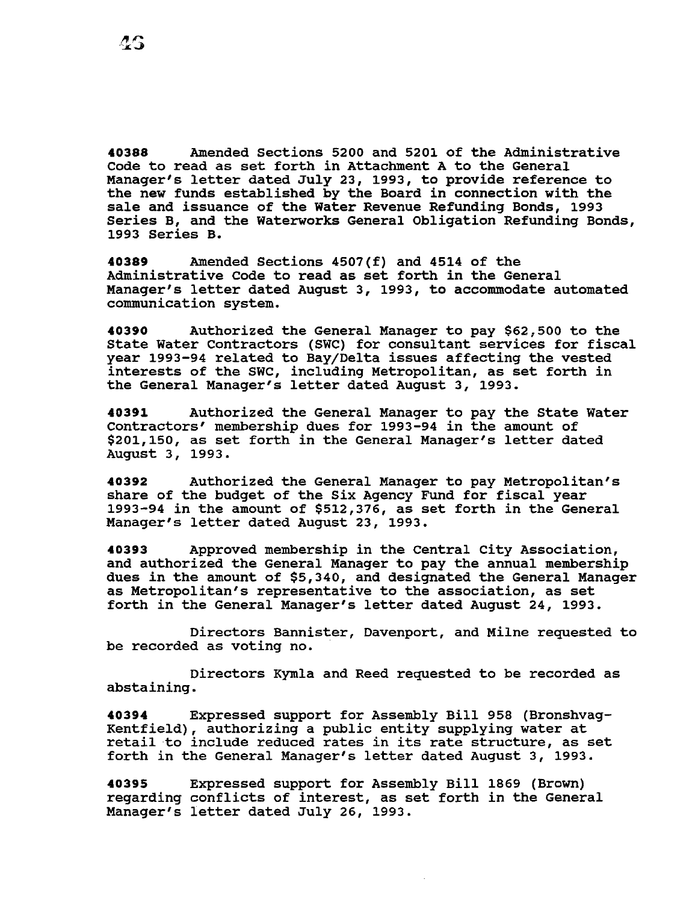**40388** Amended Sections 5200 and 5201 of the Administrative Code to read as set forth in Attachment A to the General Manager's letter dated July 23, 1993, to provide reference to the new funds established by the Board in connection with the sale and issuance of the Water Revenue Refunding Bonds, 1993 Series B, and the Waterworks General Obligation Refunding Bonds, 1993 Series B.

**40389** Amended Sections 4507(f) and 4514 of the Administrative Code to read as set forth in the General Manager's letter dated August 3, 1993, to accommodate automated communication system.

**40390** Authorized the General Manager to pay $62,500 to the State Water Contractors (SWC) for consultant services for fiscal year 1993-94 related to Bay/Delta issues affecting the vested interests of the SWC, including Metropolitan, as set forth in the General Manager's letter dated August 3, 1993.

**40391** Authorized the General Manager to pay the State Water Contractors' membership dues for 1993-94 in the amount of $201,150, as set forth in the General Manager's letter dated August 3, 1993.

**40392** Authorized the General Manager to pay Metropolitan's share of the budget of the Six Agency Fund for fiscal year 1993-94 in the amount of $512,376, as set forth in the General Manager's letter dated August 23, 1993.

**40393** Approved membership in the Central City Association, and authorized the General Manager to pay the annual membership dues in the amount of $5,340, and designated the General Manager as Metropolitan's representative to the association, as set forth in the General Manager's letter dated August 24, 1993.

Directors Bannister, Davenport, and Milne requested to be recorded as voting no.

Directors Kymla and Reed requested to be recorded as abstaining.

**40394** Expressed support for Assembly Bill 958 (Bronshvag-Kentfield), authorizing a public entity supplying water at retail to include reduced rates in its rate structure, as set forth in the General Manager's letter dated August 3, 1993.

**40395** Expressed support for Assembly Bill 1869 (Brown) regarding conflicts of interest, as set forth in the General Manager's letter dated July 26, 1993.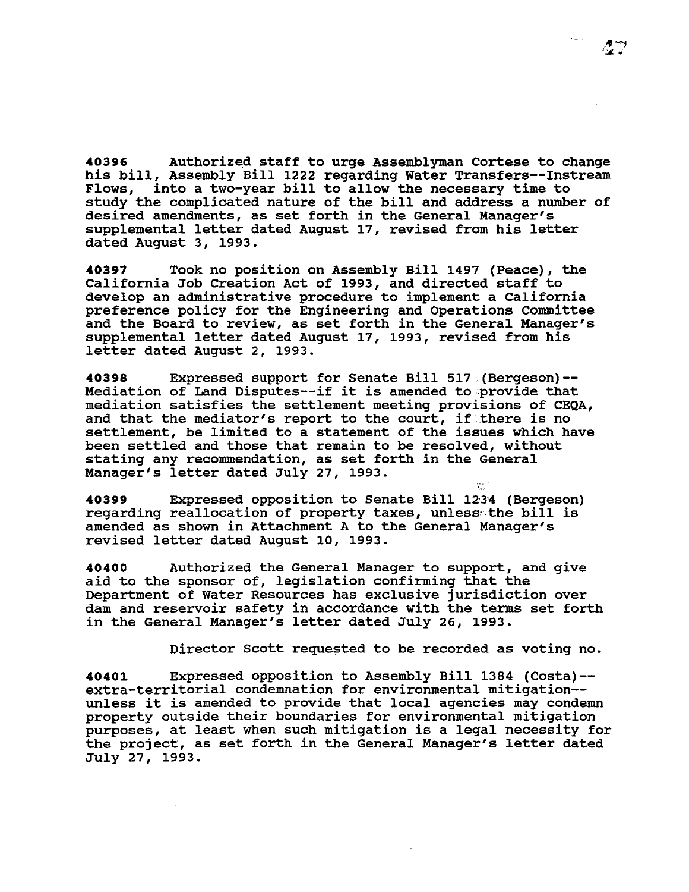**40396** Authorized staff to urge Assemblyman Cortese to change his bill, Assembly Bill 1222 regarding Water Transfers--Instream Flows, into a two-year bill to allow the necessary time to study the complicated nature of the bill and address a number of desired amendments, as set forth in the General Manager's supplemental letter dated August 17, revised from his letter dated August 3, 1993.

**40397** Took no position on Assembly Bill 1497 (Peace), the California Job Creation Act of 1993, and directed staff to develop an administrative procedure to implement a California preference policy for the Engineering and Operations Committee and the Board to review, as set forth in the General Manager's supplemental letter dated August 17, 1993, revised from his letter dated August 2, 1993.

**40398** Expressed support for Senate Bill 517 (Bergeson)--Mediation of Land Disputes--if it is amended to provide that mediation satisfies the settlement meeting provisions of CEQA, and that the mediator's report to the court, if there is no settlement, be limited to a statement of the issues which have been settled and those that remain to be resolved, without stating any recommendation, as set forth in the General Manager's letter dated July 27, 1993.

**40399** Expressed opposition to Senate Bill 1234 (Bergeson) regarding reallocation of property taxes, unless the bill is amended as shown in Attachment A to the General Manager's revised letter dated August 10, 1993.

**40400** Authorized the General Manager to support, and give aid to the sponsor of, legislation confirming that the Department of Water Resources has exclusive jurisdiction over dam and reservoir safety in accordance with the terms set forth in the General Manager's letter dated July 26, 1993.

Director Scott requested to be recorded as voting no.

**40401** Expressed opposition to Assembly Bill 1384 (Costa)--extra-territorial condemnation for environmental mitigation--unless it is amended to provide that local agencies may condemn property outside their boundaries for environmental mitigation purposes, at least when such mitigation is a legal necessity for the project, as set forth in the General Manager's letter dated July 27, 1993.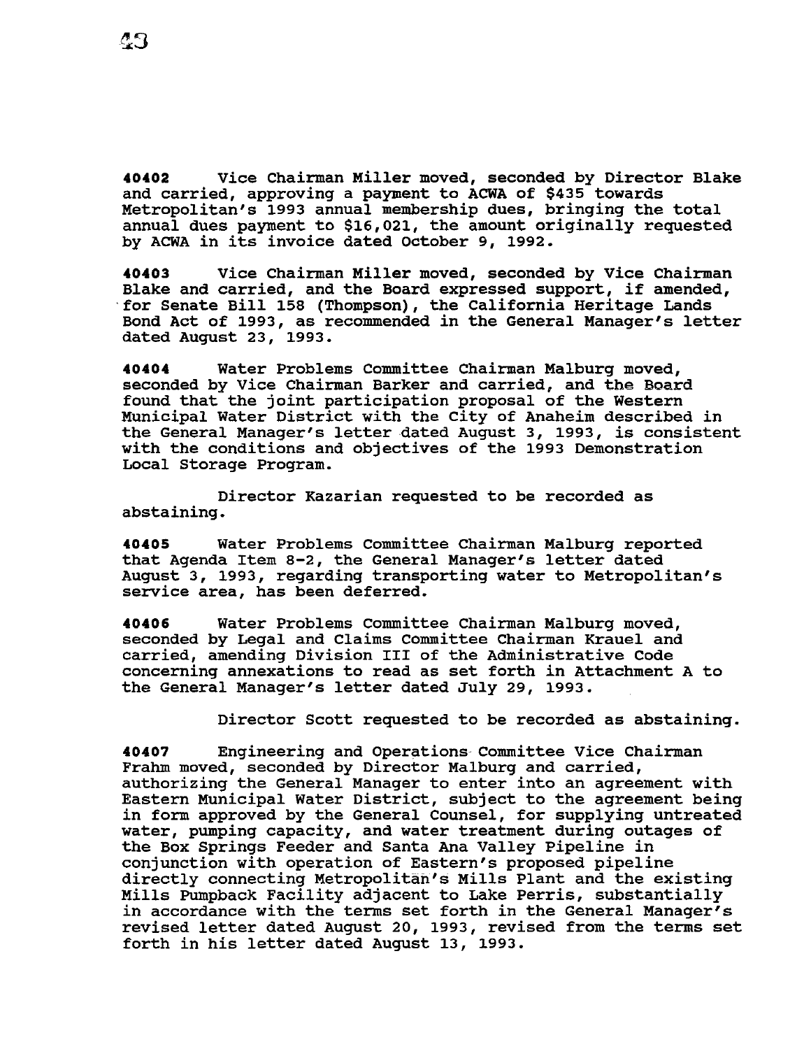**40402** Vice Chairman Miller moved, seconded by Director Blake and carried, approving a payment to ACWA of $435 towards Metropolitan's 1993 annual membership dues, bringing the total annual dues payment to $16,021, the amount originally requested by ACWA in its invoice dated October 9, 1992.

**40403** Vice Chairman Miller moved, seconded by Vice Chairman Blake and carried, and the Board expressed support, if amended, for Senate Bill 158 (Thompson), the California Heritage Lands Bond Act of 1993, as recommended in the General Manager's letter dated August 23, 1993.

**40404** Water Problems Committee Chairman Malburg moved, seconded by Vice Chairman Barker and carried, and the Board found that the joint participation proposal of the Western Municipal Water District with the City of Anaheim described in the General Manager's letter dated August 3, 1993, is consistent with the conditions and objectives of the 1993 Demonstration Local Storage Program.

Director Kazarian requested to be recorded as abstaining.

**40405** Water Problems Committee Chairman Malburg reported that Agenda Item 8-2, the General Manager's letter dated August 3, 1993, regarding transporting water to Metropolitan's service area, has been deferred.

**40406** Water Problems Committee Chairman Malburg moved, seconded by Legal and Claims Committee Chairman Krauel and carried, amending Division III of the Administrative Code concerning annexations to read as set forth in Attachment A to the General Manager's letter dated July 29, 1993.

Director Scott requested to be recorded as abstaining.

**40407** Engineering and Operations Committee Vice Chairman Frahm moved, seconded by Director Malburg and carried, authorizing the General Manager to enter into an agreement with Eastern Municipal Water District, subject to the agreement being in form approved by the General Counsel, for supplying untreated water, pumping capacity, and water treatment during outages of the Box Springs Feeder and Santa Ana Valley Pipeline in conjunction with operation of Eastern's proposed pipeline directly connecting Metropolitan's Mills Plant and the existing Mills Pumpback Facility adjacent to Lake Perris, substantially in accordance with the terms set forth in the General Manager's revised letter dated August 20, 1993, revised from the terms set forth in his letter dated August 13, 1993.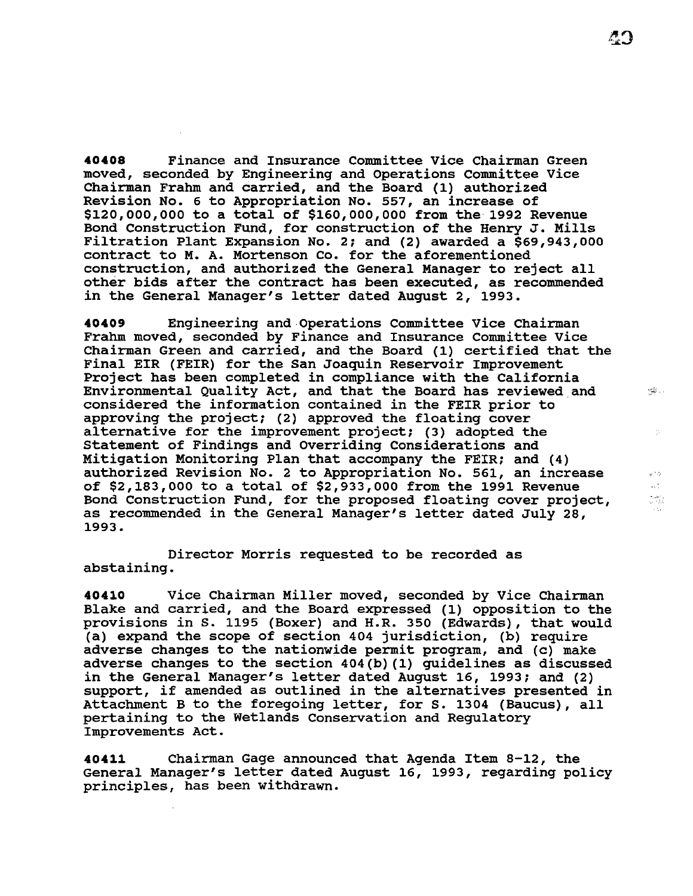**40408** Finance and Insurance Committee Vice Chairman Green moved, seconded by Engineering and Operations Committee Vice Chairman Frahm and carried, and the Board (1) authorized Revision No. 6 to Appropriation No. 557, an increase of $120,000,000 to a total of $160,000,000 from the 1992 Revenue Bond Construction Fund, for construction of the Henry J. Mills Filtration Plant Expansion No. 2; and (2) awarded a $69,943,000 contract to M. A. Mortenson Co. for the aforementioned construction, and authorized the General Manager to reject all other bids after the contract has been executed, as recommended in the General Manager's letter dated August 2, 1993.

**40409** Engineering and Operations Committee Vice Chairman Frahm moved, seconded by Finance and Insurance Committee Vice Chairman Green and carried, and the Board (1) certified that the Final EIR (FEIR) for the San Joaquin Reservoir Improvement Project has been completed in compliance with the California Environmental Quality Act, and that the Board has reviewed and considered the information contained in the FEIR prior to approving the project; (2) approved the floating cover alternative for the improvement project; (3) adopted the Statement of Findings and Overriding Considerations and Mitigation Monitoring Plan that accompany the FEIR; and (4) authorized Revision No. 2 to Appropriation No. 561, an increase of $2,183,000 to a total of $2,933,000 from the 1991 Revenue Bond Construction Fund, for the proposed floating cover project, as recommended in the General Manager's letter dated July 28, 1993.

Director Morris requested to be recorded as abstaining.

**40410** Vice Chairman Miller moved, seconded by Vice Chairman Blake and carried, and the Board expressed (1) opposition to the provisions in S. 1195 (Boxer) and H.R. 350 (Edwards), that would (a) expand the scope of section 404 jurisdiction, (b) require adverse changes to the nationwide permit program, and (c) make adverse changes to the section 404(b)(1) guidelines as discussed in the General Manager's letter dated August 16, 1993; and (2) support, if amended as outlined in the alternatives presented in Attachment B to the foregoing letter, for S. 1304 (Baucus), all pertaining to the Wetlands Conservation and Regulatory Improvements Act.

**40411** Chairman Gage announced that Agenda Item 8-12, the General Manager's letter dated August 16, 1993, regarding policy principles, has been withdrawn.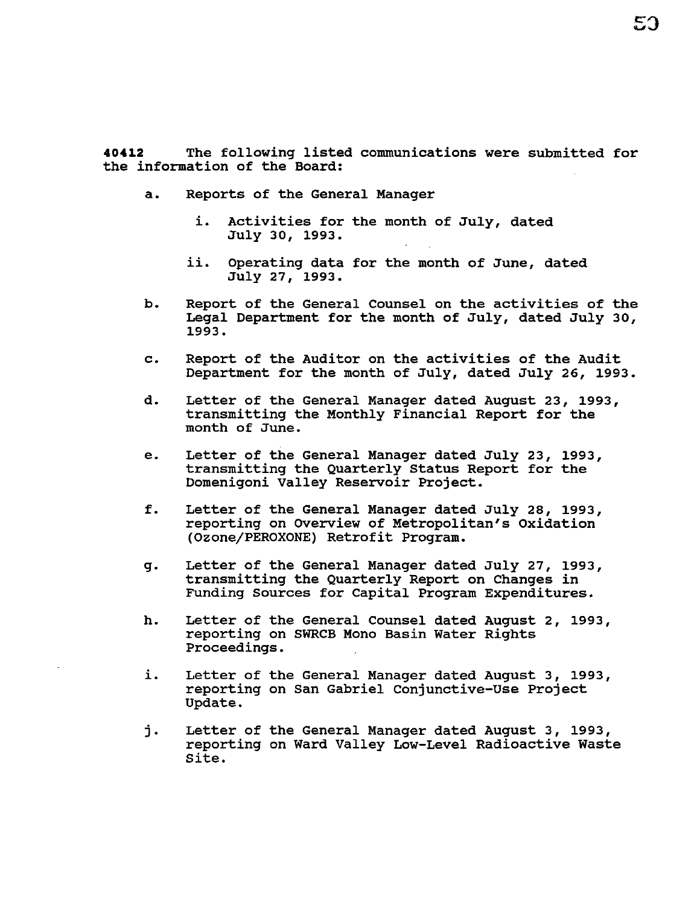**40412** The following listed communications were submitted for the information of the Board:

a. Reports of the General Manager

   i. Activities for the month of July, dated July 30, 1993.

   ii. Operating data for the month of June, dated July 27, 1993.

b. Report of the General Counsel on the activities of the Legal Department for the month of July, dated July 30, 1993.

c. Report of the Auditor on the activities of the Audit Department for the month of July, dated July 26, 1993.

d. Letter of the General Manager dated August 23, 1993, transmitting the Monthly Financial Report for the month of June.

e. Letter of the General Manager dated July 23, 1993, transmitting the Quarterly Status Report for the Domenigoni Valley Reservoir Project.

f. Letter of the General Manager dated July 28, 1993, reporting on Overview of Metropolitan's Oxidation (Ozone/PEROXONE) Retrofit Program.

g. Letter of the General Manager dated July 27, 1993, transmitting the Quarterly Report on Changes in Funding Sources for Capital Program Expenditures.

h. Letter of the General Counsel dated August 2, 1993, reporting on SWRCB Mono Basin Water Rights Proceedings.

i. Letter of the General Manager dated August 3, 1993, reporting on San Gabriel Conjunctive-Use Project Update.

j. Letter of the General Manager dated August 3, 1993, reporting on Ward Valley Low-Level Radioactive Waste Site.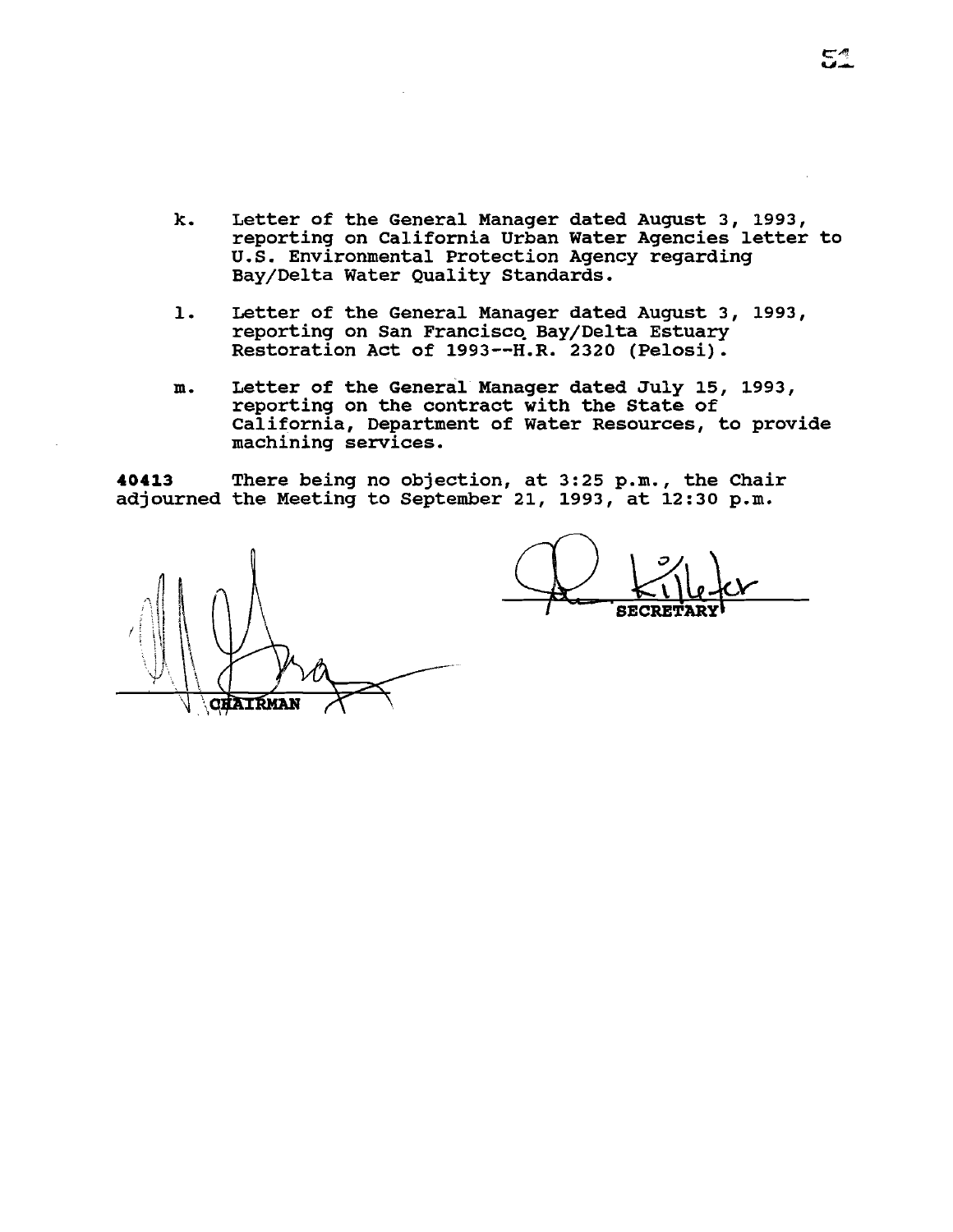k. Letter of the General Manager dated August 3, 1993, reporting on California Urban Water Agencies letter to U.S. Environmental Protection Agency regarding Bay/Delta Water Quality Standards.

l. Letter of the General Manager dated August 3, 1993, reporting on San Francisco Bay/Delta Estuary Restoration Act of 1993--H.R. 2320 (Pelosi).

m. Letter of the General Manager dated July 15, 1993, reporting on the contract with the State of California, Department of Water Resources, to provide machining services.

**40413** There being no objection, at 3:25 p.m., the Chair adjourned the Meeting to September 21, 1993, at 12:30 p.m.

CHAIRMAN

SECRETARY